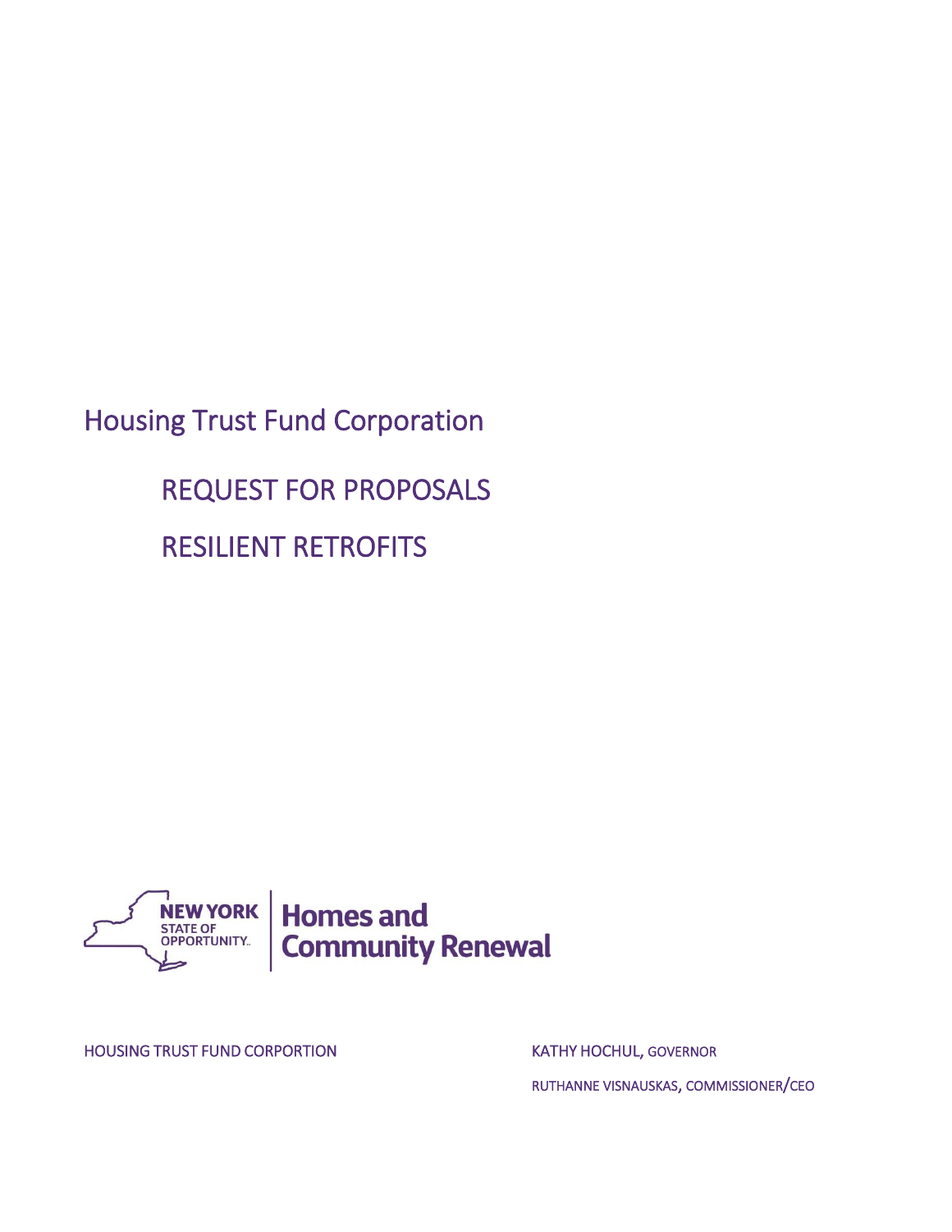# Housing Trust Fund Corporation

## REQUEST FOR PROPOSALS

## RESILIENT RETROFITS

NEW YORK STATE OF OPPORTUNITY. | Homes and Community Renewal

HOUSING TRUST FUND CORPORTION

KATHY HOCHUL, GOVERNOR

RUTHANNE VISNAUSKAS, COMMISSIONER/CEO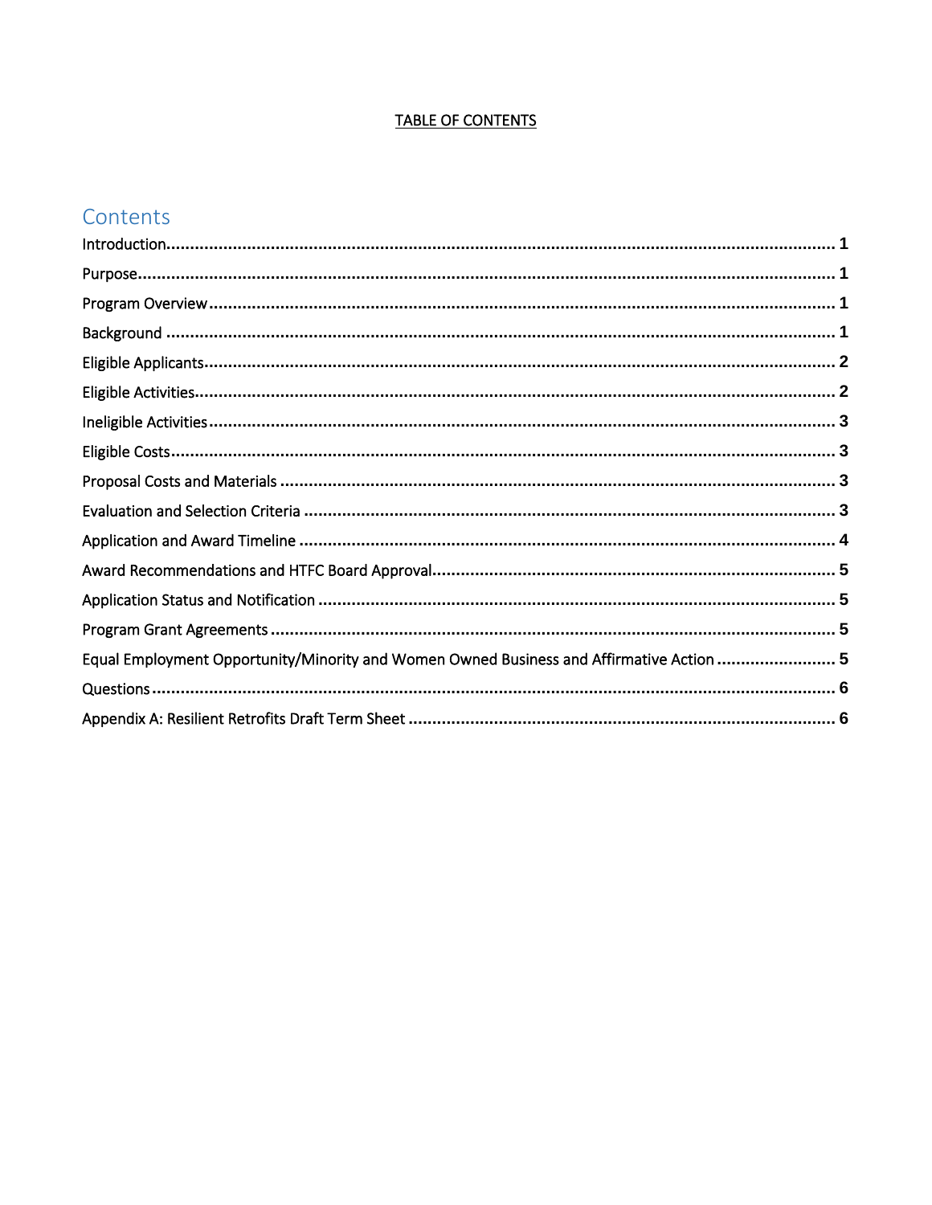<u>TABLE OF CONTENTS</u>

## Contents

Introduction ........................................................................ 1

Purpose ........................................................................ 1

Program Overview ........................................................................ 1

Background ........................................................................ 1

Eligible Applicants ........................................................................ 2

Eligible Activities ........................................................................ 2

Ineligible Activities ........................................................................ 3

Eligible Costs ........................................................................ 3

Proposal Costs and Materials ........................................................................ 3

Evaluation and Selection Criteria ........................................................................ 3

Application and Award Timeline ........................................................................ 4

Award Recommendations and HTFC Board Approval ........................................................................ 5

Application Status and Notification ........................................................................ 5

Program Grant Agreements ........................................................................ 5

Equal Employment Opportunity/Minority and Women Owned Business and Affirmative Action ........................................................................ 5

Questions ........................................................................ 6

Appendix A: Resilient Retrofits Draft Term Sheet ........................................................................ 6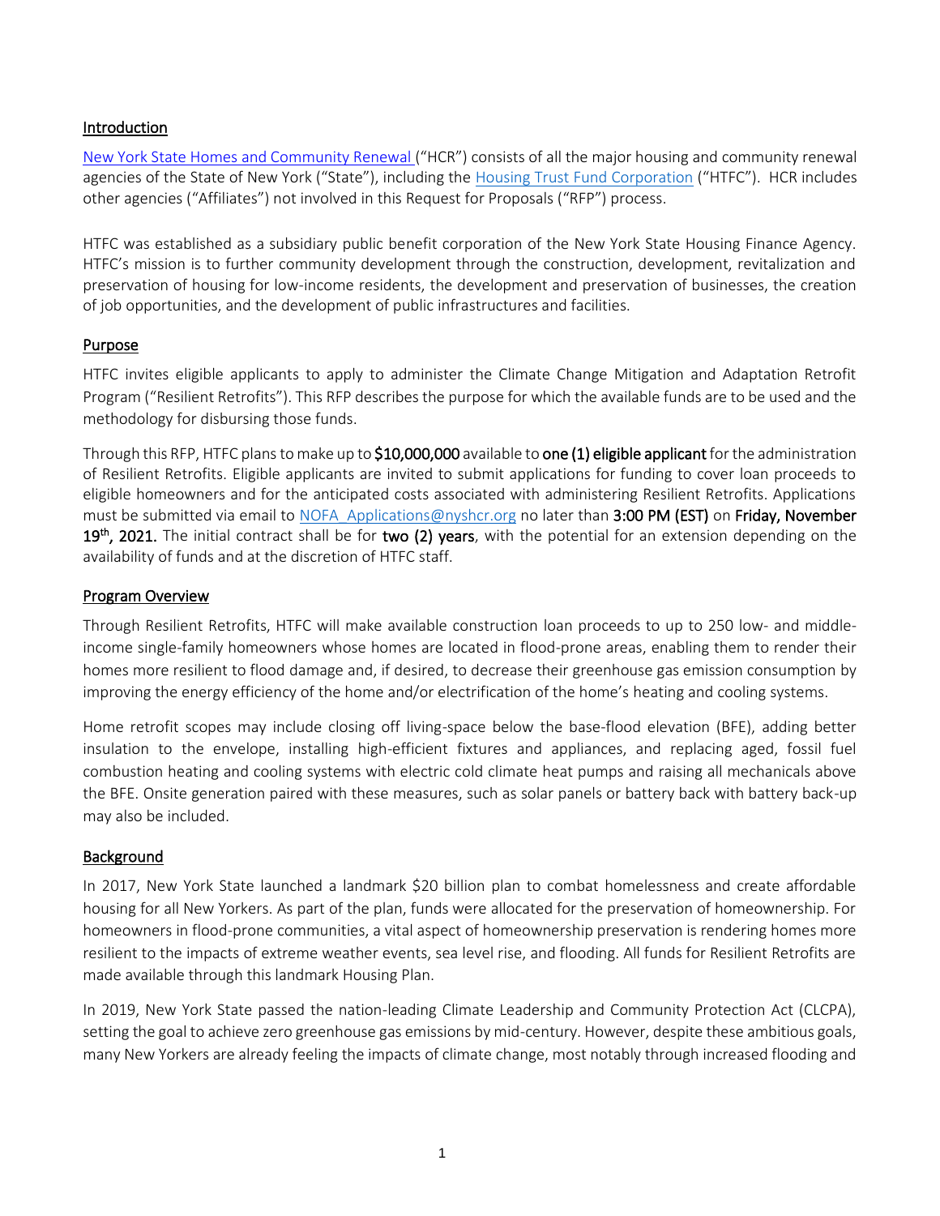## Introduction

New York State Homes and Community Renewal ("HCR") consists of all the major housing and community renewal agencies of the State of New York ("State"), including the Housing Trust Fund Corporation ("HTFC"). HCR includes other agencies ("Affiliates") not involved in this Request for Proposals ("RFP") process.

HTFC was established as a subsidiary public benefit corporation of the New York State Housing Finance Agency. HTFC's mission is to further community development through the construction, development, revitalization and preservation of housing for low-income residents, the development and preservation of businesses, the creation of job opportunities, and the development of public infrastructures and facilities.

## Purpose

HTFC invites eligible applicants to apply to administer the Climate Change Mitigation and Adaptation Retrofit Program ("Resilient Retrofits"). This RFP describes the purpose for which the available funds are to be used and the methodology for disbursing those funds.

Through this RFP, HTFC plans to make up to **$10,000,000** available to **one (1) eligible applicant** for the administration of Resilient Retrofits. Eligible applicants are invited to submit applications for funding to cover loan proceeds to eligible homeowners and for the anticipated costs associated with administering Resilient Retrofits. Applications must be submitted via email to NOFA_Applications@nyshcr.org no later than **3:00 PM (EST)** on **Friday, November 19th, 2021.** The initial contract shall be for **two (2) years**, with the potential for an extension depending on the availability of funds and at the discretion of HTFC staff.

## Program Overview

Through Resilient Retrofits, HTFC will make available construction loan proceeds to up to 250 low- and middle-income single-family homeowners whose homes are located in flood-prone areas, enabling them to render their homes more resilient to flood damage and, if desired, to decrease their greenhouse gas emission consumption by improving the energy efficiency of the home and/or electrification of the home's heating and cooling systems.

Home retrofit scopes may include closing off living-space below the base-flood elevation (BFE), adding better insulation to the envelope, installing high-efficient fixtures and appliances, and replacing aged, fossil fuel combustion heating and cooling systems with electric cold climate heat pumps and raising all mechanicals above the BFE. Onsite generation paired with these measures, such as solar panels or battery back with battery back-up may also be included.

## Background

In 2017, New York State launched a landmark $20 billion plan to combat homelessness and create affordable housing for all New Yorkers. As part of the plan, funds were allocated for the preservation of homeownership. For homeowners in flood-prone communities, a vital aspect of homeownership preservation is rendering homes more resilient to the impacts of extreme weather events, sea level rise, and flooding. All funds for Resilient Retrofits are made available through this landmark Housing Plan.

In 2019, New York State passed the nation-leading Climate Leadership and Community Protection Act (CLCPA), setting the goal to achieve zero greenhouse gas emissions by mid-century. However, despite these ambitious goals, many New Yorkers are already feeling the impacts of climate change, most notably through increased flooding and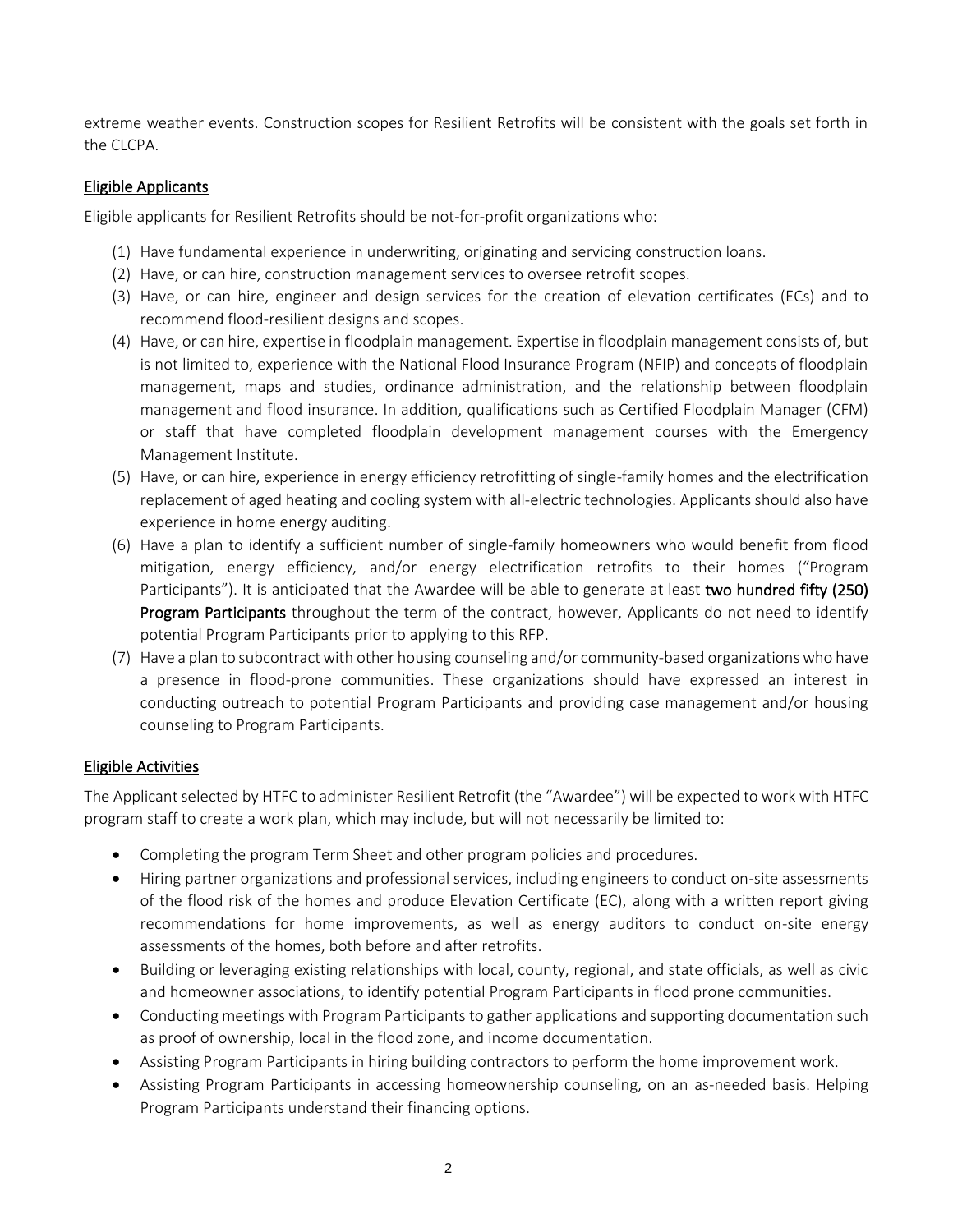extreme weather events. Construction scopes for Resilient Retrofits will be consistent with the goals set forth in the CLCPA.

## Eligible Applicants

Eligible applicants for Resilient Retrofits should be not-for-profit organizations who:

(1) Have fundamental experience in underwriting, originating and servicing construction loans.
(2) Have, or can hire, construction management services to oversee retrofit scopes.
(3) Have, or can hire, engineer and design services for the creation of elevation certificates (ECs) and to recommend flood-resilient designs and scopes.
(4) Have, or can hire, expertise in floodplain management. Expertise in floodplain management consists of, but is not limited to, experience with the National Flood Insurance Program (NFIP) and concepts of floodplain management, maps and studies, ordinance administration, and the relationship between floodplain management and flood insurance. In addition, qualifications such as Certified Floodplain Manager (CFM) or staff that have completed floodplain development management courses with the Emergency Management Institute.
(5) Have, or can hire, experience in energy efficiency retrofitting of single-family homes and the electrification replacement of aged heating and cooling system with all-electric technologies. Applicants should also have experience in home energy auditing.
(6) Have a plan to identify a sufficient number of single-family homeowners who would benefit from flood mitigation, energy efficiency, and/or energy electrification retrofits to their homes ("Program Participants"). It is anticipated that the Awardee will be able to generate at least **two hundred fifty (250) Program Participants** throughout the term of the contract, however, Applicants do not need to identify potential Program Participants prior to applying to this RFP.
(7) Have a plan to subcontract with other housing counseling and/or community-based organizations who have a presence in flood-prone communities. These organizations should have expressed an interest in conducting outreach to potential Program Participants and providing case management and/or housing counseling to Program Participants.

## Eligible Activities

The Applicant selected by HTFC to administer Resilient Retrofit (the "Awardee") will be expected to work with HTFC program staff to create a work plan, which may include, but will not necessarily be limited to:

- Completing the program Term Sheet and other program policies and procedures.
- Hiring partner organizations and professional services, including engineers to conduct on-site assessments of the flood risk of the homes and produce Elevation Certificate (EC), along with a written report giving recommendations for home improvements, as well as energy auditors to conduct on-site energy assessments of the homes, both before and after retrofits.
- Building or leveraging existing relationships with local, county, regional, and state officials, as well as civic and homeowner associations, to identify potential Program Participants in flood prone communities.
- Conducting meetings with Program Participants to gather applications and supporting documentation such as proof of ownership, local in the flood zone, and income documentation.
- Assisting Program Participants in hiring building contractors to perform the home improvement work.
- Assisting Program Participants in accessing homeownership counseling, on an as-needed basis. Helping Program Participants understand their financing options.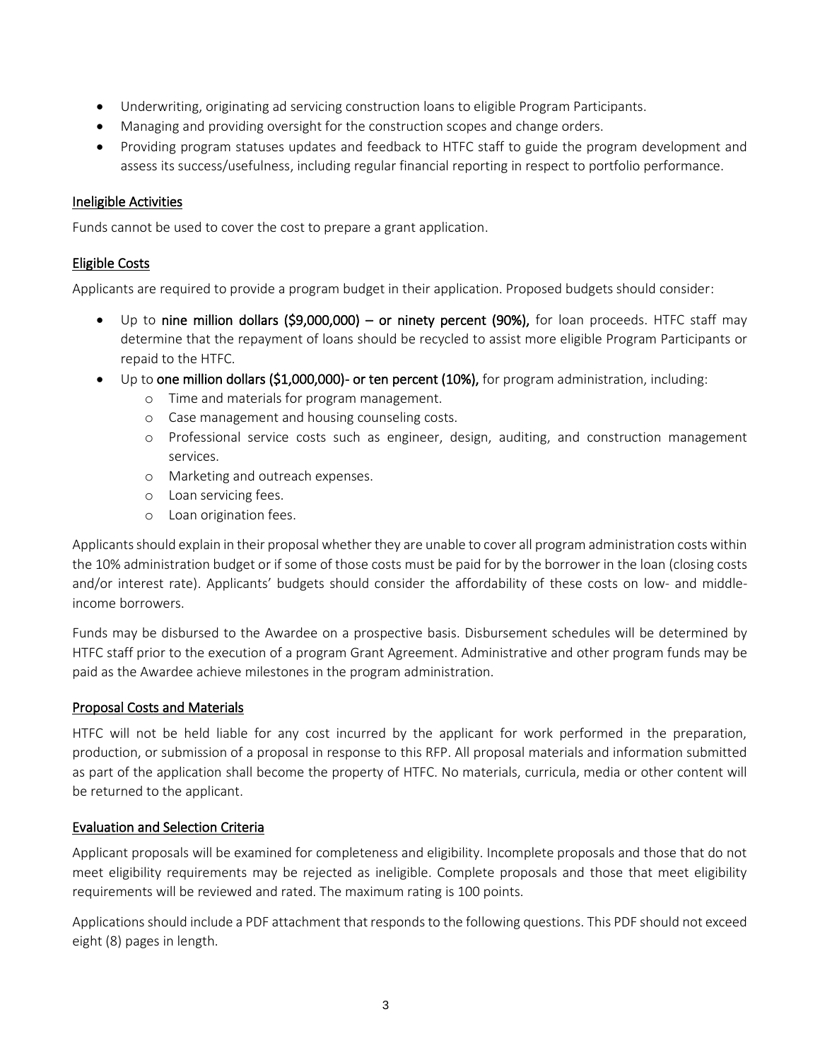- Underwriting, originating ad servicing construction loans to eligible Program Participants.
- Managing and providing oversight for the construction scopes and change orders.
- Providing program statuses updates and feedback to HTFC staff to guide the program development and assess its success/usefulness, including regular financial reporting in respect to portfolio performance.

## Ineligible Activities

Funds cannot be used to cover the cost to prepare a grant application.

## Eligible Costs

Applicants are required to provide a program budget in their application. Proposed budgets should consider:

- Up to **nine million dollars ($9,000,000) – or ninety percent (90%),** for loan proceeds. HTFC staff may determine that the repayment of loans should be recycled to assist more eligible Program Participants or repaid to the HTFC.
- Up to **one million dollars ($1,000,000)- or ten percent (10%),** for program administration, including:
  - Time and materials for program management.
  - Case management and housing counseling costs.
  - Professional service costs such as engineer, design, auditing, and construction management services.
  - Marketing and outreach expenses.
  - Loan servicing fees.
  - Loan origination fees.

Applicants should explain in their proposal whether they are unable to cover all program administration costs within the 10% administration budget or if some of those costs must be paid for by the borrower in the loan (closing costs and/or interest rate). Applicants' budgets should consider the affordability of these costs on low- and middle-income borrowers.

Funds may be disbursed to the Awardee on a prospective basis. Disbursement schedules will be determined by HTFC staff prior to the execution of a program Grant Agreement. Administrative and other program funds may be paid as the Awardee achieve milestones in the program administration.

## Proposal Costs and Materials

HTFC will not be held liable for any cost incurred by the applicant for work performed in the preparation, production, or submission of a proposal in response to this RFP. All proposal materials and information submitted as part of the application shall become the property of HTFC. No materials, curricula, media or other content will be returned to the applicant.

## Evaluation and Selection Criteria

Applicant proposals will be examined for completeness and eligibility. Incomplete proposals and those that do not meet eligibility requirements may be rejected as ineligible. Complete proposals and those that meet eligibility requirements will be reviewed and rated. The maximum rating is 100 points.

Applications should include a PDF attachment that responds to the following questions. This PDF should not exceed eight (8) pages in length.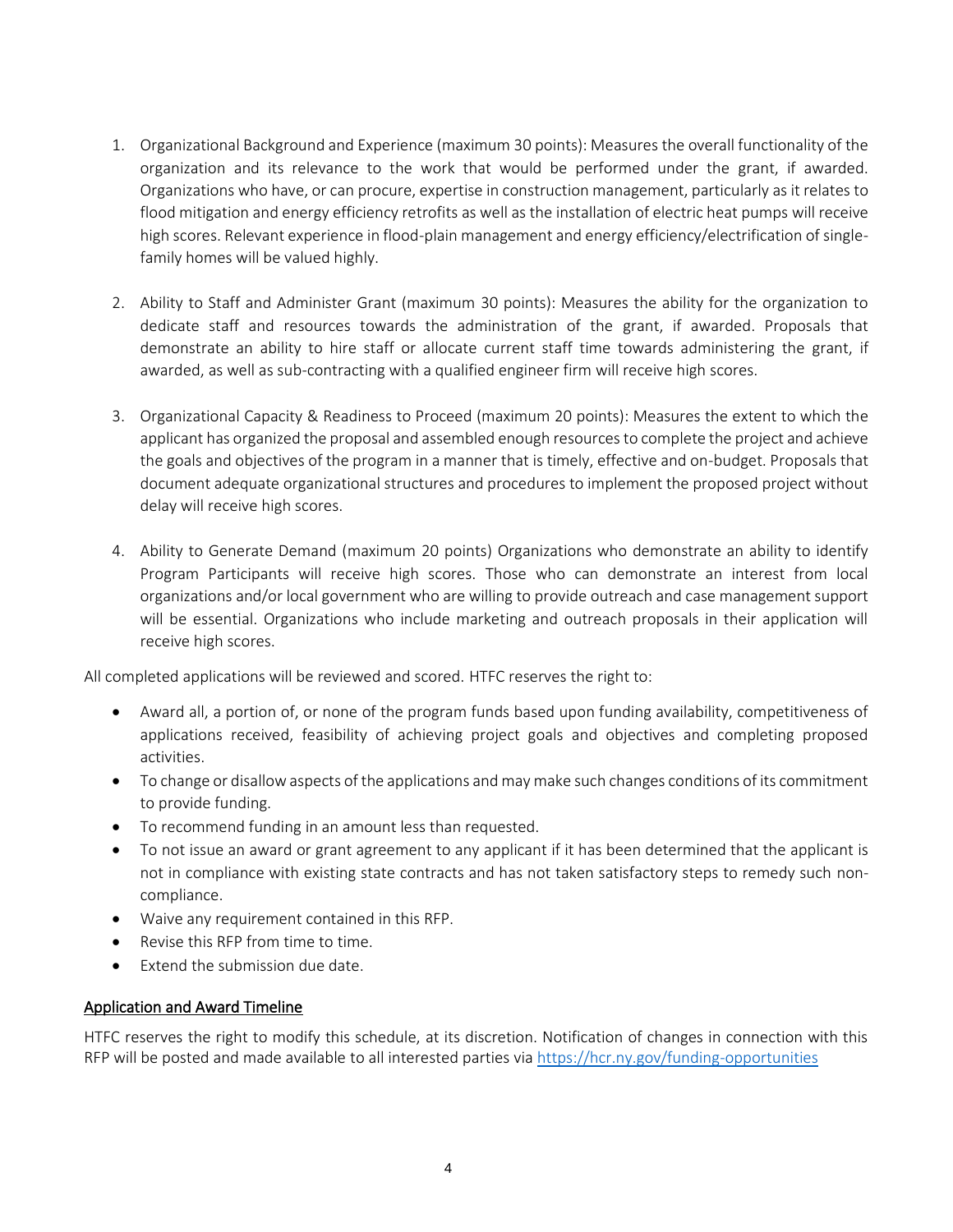1. Organizational Background and Experience (maximum 30 points): Measures the overall functionality of the organization and its relevance to the work that would be performed under the grant, if awarded. Organizations who have, or can procure, expertise in construction management, particularly as it relates to flood mitigation and energy efficiency retrofits as well as the installation of electric heat pumps will receive high scores. Relevant experience in flood-plain management and energy efficiency/electrification of single-family homes will be valued highly.

2. Ability to Staff and Administer Grant (maximum 30 points): Measures the ability for the organization to dedicate staff and resources towards the administration of the grant, if awarded. Proposals that demonstrate an ability to hire staff or allocate current staff time towards administering the grant, if awarded, as well as sub-contracting with a qualified engineer firm will receive high scores.

3. Organizational Capacity & Readiness to Proceed (maximum 20 points): Measures the extent to which the applicant has organized the proposal and assembled enough resources to complete the project and achieve the goals and objectives of the program in a manner that is timely, effective and on-budget. Proposals that document adequate organizational structures and procedures to implement the proposed project without delay will receive high scores.

4. Ability to Generate Demand (maximum 20 points) Organizations who demonstrate an ability to identify Program Participants will receive high scores. Those who can demonstrate an interest from local organizations and/or local government who are willing to provide outreach and case management support will be essential. Organizations who include marketing and outreach proposals in their application will receive high scores.

All completed applications will be reviewed and scored. HTFC reserves the right to:

- Award all, a portion of, or none of the program funds based upon funding availability, competitiveness of applications received, feasibility of achieving project goals and objectives and completing proposed activities.
- To change or disallow aspects of the applications and may make such changes conditions of its commitment to provide funding.
- To recommend funding in an amount less than requested.
- To not issue an award or grant agreement to any applicant if it has been determined that the applicant is not in compliance with existing state contracts and has not taken satisfactory steps to remedy such non-compliance.
- Waive any requirement contained in this RFP.
- Revise this RFP from time to time.
- Extend the submission due date.

## Application and Award Timeline

HTFC reserves the right to modify this schedule, at its discretion. Notification of changes in connection with this RFP will be posted and made available to all interested parties via https://hcr.ny.gov/funding-opportunities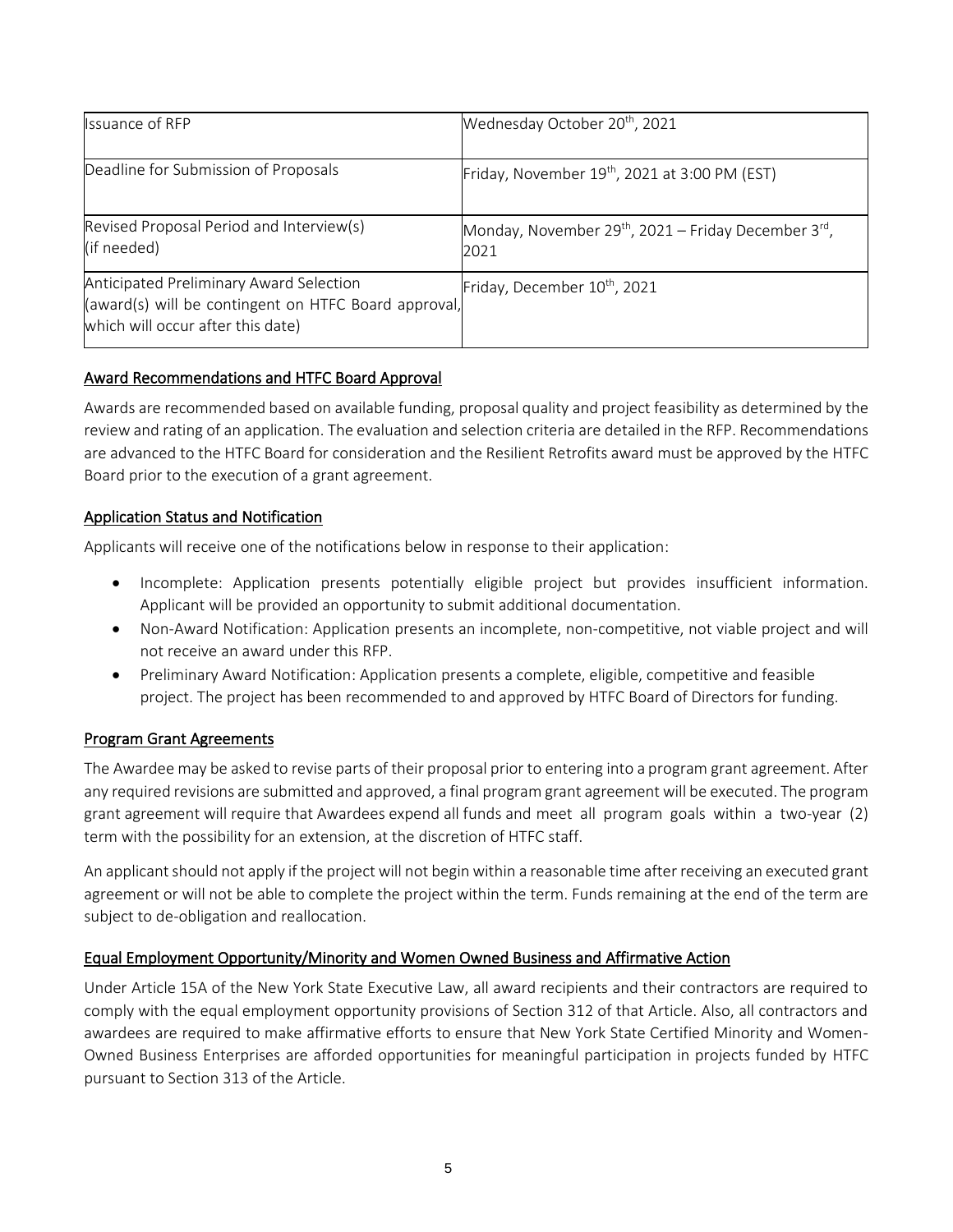| Issuance of RFP | Wednesday October 20th, 2021 |
|---|---|
| Deadline for Submission of Proposals | Friday, November 19th, 2021 at 3:00 PM (EST) |
| Revised Proposal Period and Interview(s) (if needed) | Monday, November 29th, 2021 – Friday December 3rd, 2021 |
| Anticipated Preliminary Award Selection (award(s) will be contingent on HTFC Board approval, which will occur after this date) | Friday, December 10th, 2021 |

## Award Recommendations and HTFC Board Approval

Awards are recommended based on available funding, proposal quality and project feasibility as determined by the review and rating of an application. The evaluation and selection criteria are detailed in the RFP. Recommendations are advanced to the HTFC Board for consideration and the Resilient Retrofits award must be approved by the HTFC Board prior to the execution of a grant agreement.

## Application Status and Notification

Applicants will receive one of the notifications below in response to their application:

- Incomplete: Application presents potentially eligible project but provides insufficient information. Applicant will be provided an opportunity to submit additional documentation.
- Non-Award Notification: Application presents an incomplete, non-competitive, not viable project and will not receive an award under this RFP.
- Preliminary Award Notification: Application presents a complete, eligible, competitive and feasible project. The project has been recommended to and approved by HTFC Board of Directors for funding.

## Program Grant Agreements

The Awardee may be asked to revise parts of their proposal prior to entering into a program grant agreement. After any required revisions are submitted and approved, a final program grant agreement will be executed. The program grant agreement will require that Awardees expend all funds and meet all program goals within a two-year (2) term with the possibility for an extension, at the discretion of HTFC staff.

An applicant should not apply if the project will not begin within a reasonable time after receiving an executed grant agreement or will not be able to complete the project within the term. Funds remaining at the end of the term are subject to de-obligation and reallocation.

## Equal Employment Opportunity/Minority and Women Owned Business and Affirmative Action

Under Article 15A of the New York State Executive Law, all award recipients and their contractors are required to comply with the equal employment opportunity provisions of Section 312 of that Article. Also, all contractors and awardees are required to make affirmative efforts to ensure that New York State Certified Minority and Women-Owned Business Enterprises are afforded opportunities for meaningful participation in projects funded by HTFC pursuant to Section 313 of the Article.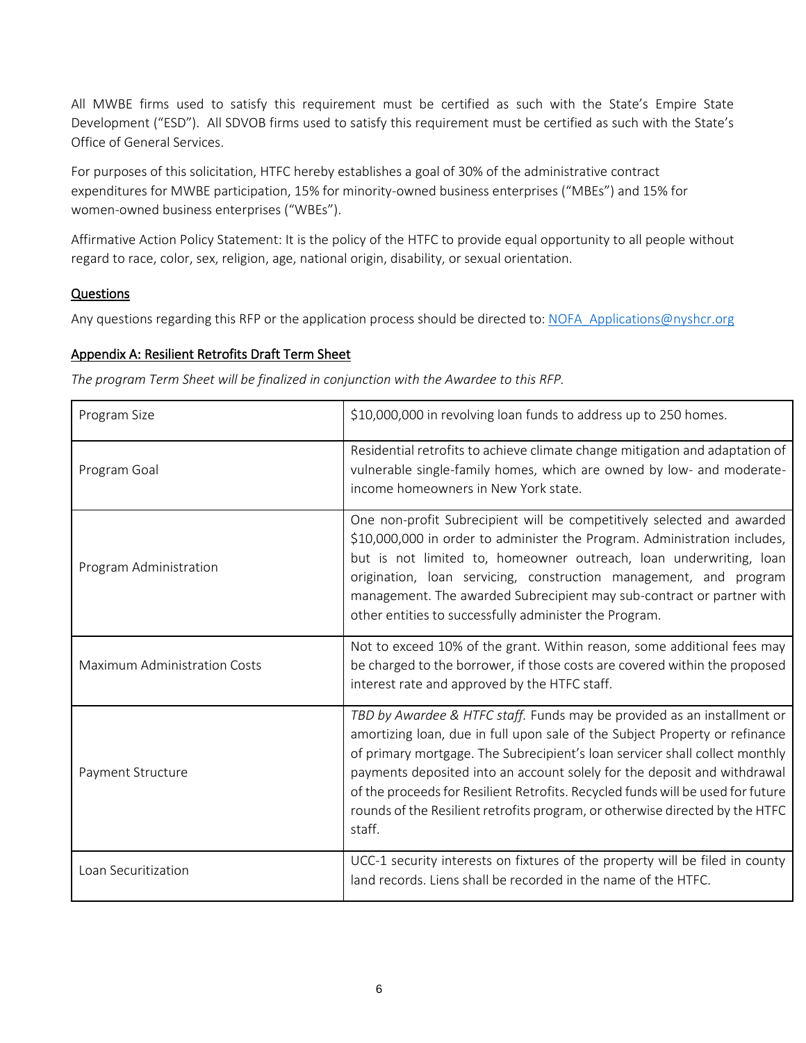All MWBE firms used to satisfy this requirement must be certified as such with the State's Empire State Development ("ESD"). All SDVOB firms used to satisfy this requirement must be certified as such with the State's Office of General Services.

For purposes of this solicitation, HTFC hereby establishes a goal of 30% of the administrative contract expenditures for MWBE participation, 15% for minority-owned business enterprises ("MBEs") and 15% for women-owned business enterprises ("WBEs").

Affirmative Action Policy Statement: It is the policy of the HTFC to provide equal opportunity to all people without regard to race, color, sex, religion, age, national origin, disability, or sexual orientation.

## Questions

Any questions regarding this RFP or the application process should be directed to: NOFA_Applications@nyshcr.org

## Appendix A: Resilient Retrofits Draft Term Sheet

*The program Term Sheet will be finalized in conjunction with the Awardee to this RFP.*

| | |
|---|---|
| Program Size | $10,000,000 in revolving loan funds to address up to 250 homes. |
| Program Goal | Residential retrofits to achieve climate change mitigation and adaptation of vulnerable single-family homes, which are owned by low- and moderate-income homeowners in New York state. |
| Program Administration | One non-profit Subrecipient will be competitively selected and awarded $10,000,000 in order to administer the Program. Administration includes, but is not limited to, homeowner outreach, loan underwriting, loan origination, loan servicing, construction management, and program management. The awarded Subrecipient may sub-contract or partner with other entities to successfully administer the Program. |
| Maximum Administration Costs | Not to exceed 10% of the grant. Within reason, some additional fees may be charged to the borrower, if those costs are covered within the proposed interest rate and approved by the HTFC staff. |
| Payment Structure | *TBD by Awardee & HTFC staff.* Funds may be provided as an installment or amortizing loan, due in full upon sale of the Subject Property or refinance of primary mortgage. The Subrecipient's loan servicer shall collect monthly payments deposited into an account solely for the deposit and withdrawal of the proceeds for Resilient Retrofits. Recycled funds will be used for future rounds of the Resilient retrofits program, or otherwise directed by the HTFC staff. |
| Loan Securitization | UCC-1 security interests on fixtures of the property will be filed in county land records. Liens shall be recorded in the name of the HTFC. |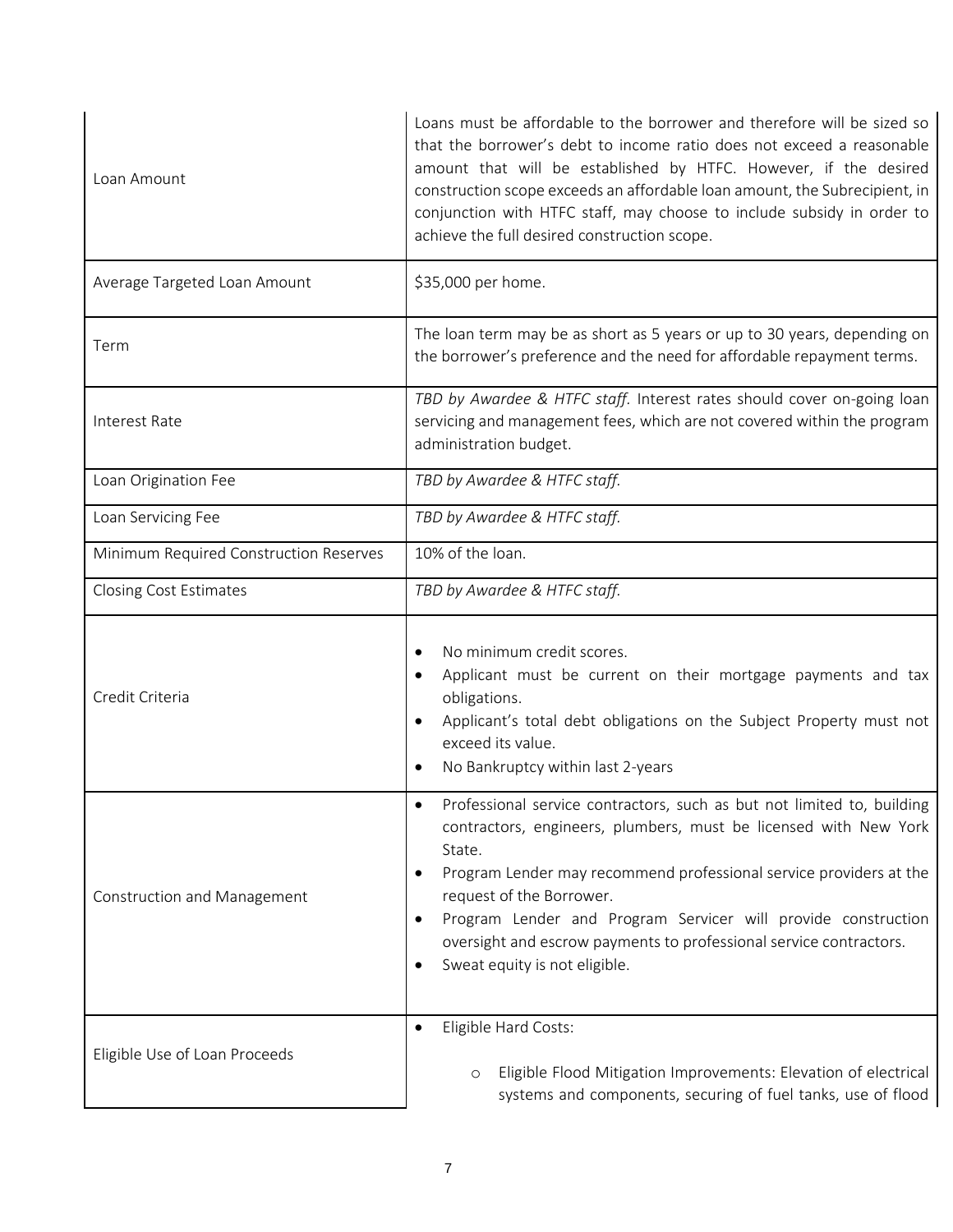| | |
|---|---|
| Loan Amount | Loans must be affordable to the borrower and therefore will be sized so that the borrower's debt to income ratio does not exceed a reasonable amount that will be established by HTFC. However, if the desired construction scope exceeds an affordable loan amount, the Subrecipient, in conjunction with HTFC staff, may choose to include subsidy in order to achieve the full desired construction scope. |
| Average Targeted Loan Amount | $35,000 per home. |
| Term | The loan term may be as short as 5 years or up to 30 years, depending on the borrower's preference and the need for affordable repayment terms. |
| Interest Rate | *TBD by Awardee & HTFC staff.* Interest rates should cover on-going loan servicing and management fees, which are not covered within the program administration budget. |
| Loan Origination Fee | *TBD by Awardee & HTFC staff.* |
| Loan Servicing Fee | *TBD by Awardee & HTFC staff.* |
| Minimum Required Construction Reserves | 10% of the loan. |
| Closing Cost Estimates | *TBD by Awardee & HTFC staff.* |
| Credit Criteria | • No minimum credit scores.<br>• Applicant must be current on their mortgage payments and tax obligations.<br>• Applicant's total debt obligations on the Subject Property must not exceed its value.<br>• No Bankruptcy within last 2-years |
| Construction and Management | • Professional service contractors, such as but not limited to, building contractors, engineers, plumbers, must be licensed with New York State.<br>• Program Lender may recommend professional service providers at the request of the Borrower.<br>• Program Lender and Program Servicer will provide construction oversight and escrow payments to professional service contractors.<br>• Sweat equity is not eligible. |
| Eligible Use of Loan Proceeds | • Eligible Hard Costs:<br>&nbsp;&nbsp;&nbsp;&nbsp;○ Eligible Flood Mitigation Improvements: Elevation of electrical systems and components, securing of fuel tanks, use of flood |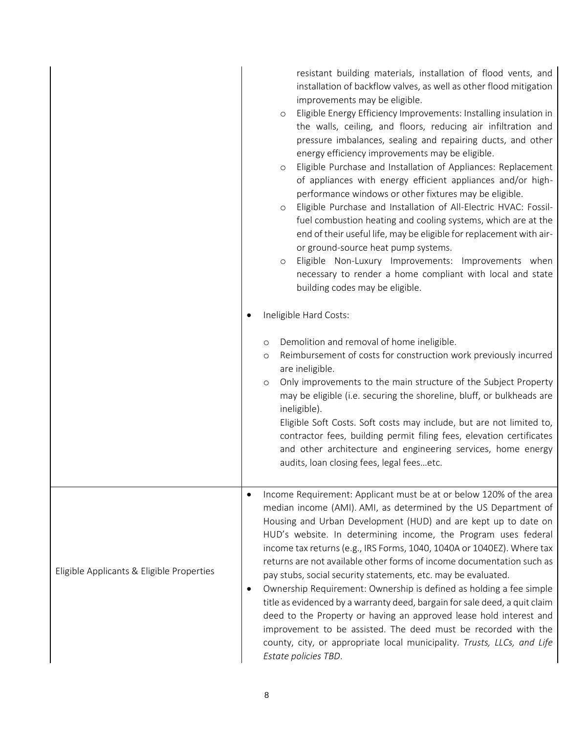| | |
|---|---|
| | resistant building materials, installation of flood vents, and installation of backflow valves, as well as other flood mitigation improvements may be eligible.<br>○ Eligible Energy Efficiency Improvements: Installing insulation in the walls, ceiling, and floors, reducing air infiltration and pressure imbalances, sealing and repairing ducts, and other energy efficiency improvements may be eligible.<br>○ Eligible Purchase and Installation of Appliances: Replacement of appliances with energy efficient appliances and/or high-performance windows or other fixtures may be eligible.<br>○ Eligible Purchase and Installation of All-Electric HVAC: Fossil-fuel combustion heating and cooling systems, which are at the end of their useful life, may be eligible for replacement with air- or ground-source heat pump systems.<br>○ Eligible Non-Luxury Improvements: Improvements when necessary to render a home compliant with local and state building codes may be eligible.<br><br>• Ineligible Hard Costs:<br>○ Demolition and removal of home ineligible.<br>○ Reimbursement of costs for construction work previously incurred are ineligible.<br>○ Only improvements to the main structure of the Subject Property may be eligible (i.e. securing the shoreline, bluff, or bulkheads are ineligible).<br>Eligible Soft Costs. Soft costs may include, but are not limited to, contractor fees, building permit filing fees, elevation certificates and other architecture and engineering services, home energy audits, loan closing fees, legal fees…etc. |
| Eligible Applicants & Eligible Properties | • Income Requirement: Applicant must be at or below 120% of the area median income (AMI). AMI, as determined by the US Department of Housing and Urban Development (HUD) and are kept up to date on HUD's website. In determining income, the Program uses federal income tax returns (e.g., IRS Forms, 1040, 1040A or 1040EZ). Where tax returns are not available other forms of income documentation such as pay stubs, social security statements, etc. may be evaluated.<br>• Ownership Requirement: Ownership is defined as holding a fee simple title as evidenced by a warranty deed, bargain for sale deed, a quit claim deed to the Property or having an approved lease hold interest and improvement to be assisted. The deed must be recorded with the county, city, or appropriate local municipality. *Trusts, LLCs, and Life Estate policies TBD.* |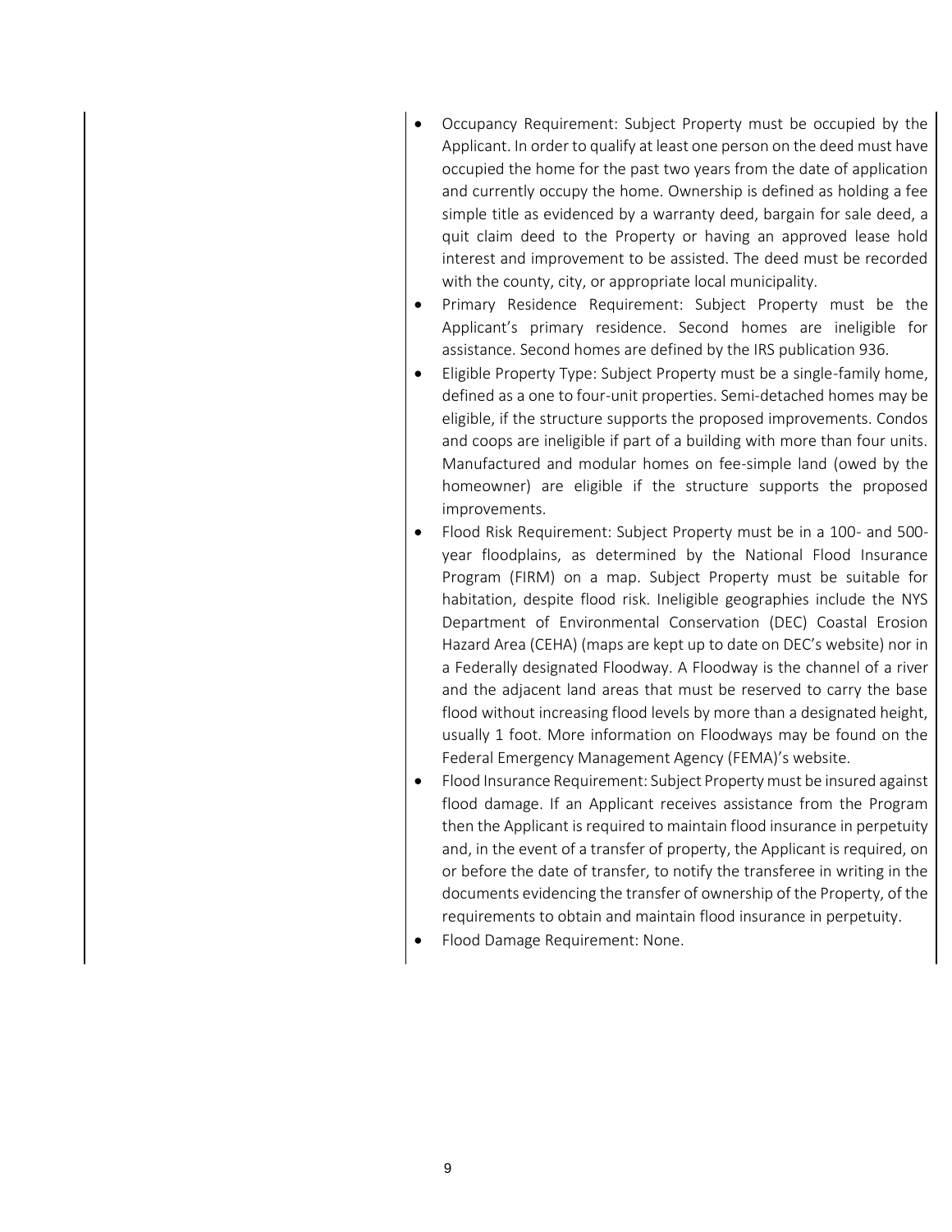- Occupancy Requirement: Subject Property must be occupied by the Applicant. In order to qualify at least one person on the deed must have occupied the home for the past two years from the date of application and currently occupy the home. Ownership is defined as holding a fee simple title as evidenced by a warranty deed, bargain for sale deed, a quit claim deed to the Property or having an approved lease hold interest and improvement to be assisted. The deed must be recorded with the county, city, or appropriate local municipality.
- Primary Residence Requirement: Subject Property must be the Applicant's primary residence. Second homes are ineligible for assistance. Second homes are defined by the IRS publication 936.
- Eligible Property Type: Subject Property must be a single-family home, defined as a one to four-unit properties. Semi-detached homes may be eligible, if the structure supports the proposed improvements. Condos and coops are ineligible if part of a building with more than four units. Manufactured and modular homes on fee-simple land (owed by the homeowner) are eligible if the structure supports the proposed improvements.
- Flood Risk Requirement: Subject Property must be in a 100- and 500-year floodplains, as determined by the National Flood Insurance Program (FIRM) on a map. Subject Property must be suitable for habitation, despite flood risk. Ineligible geographies include the NYS Department of Environmental Conservation (DEC) Coastal Erosion Hazard Area (CEHA) (maps are kept up to date on DEC's website) nor in a Federally designated Floodway. A Floodway is the channel of a river and the adjacent land areas that must be reserved to carry the base flood without increasing flood levels by more than a designated height, usually 1 foot. More information on Floodways may be found on the Federal Emergency Management Agency (FEMA)'s website.
- Flood Insurance Requirement: Subject Property must be insured against flood damage. If an Applicant receives assistance from the Program then the Applicant is required to maintain flood insurance in perpetuity and, in the event of a transfer of property, the Applicant is required, on or before the date of transfer, to notify the transferee in writing in the documents evidencing the transfer of ownership of the Property, of the requirements to obtain and maintain flood insurance in perpetuity.
- Flood Damage Requirement: None.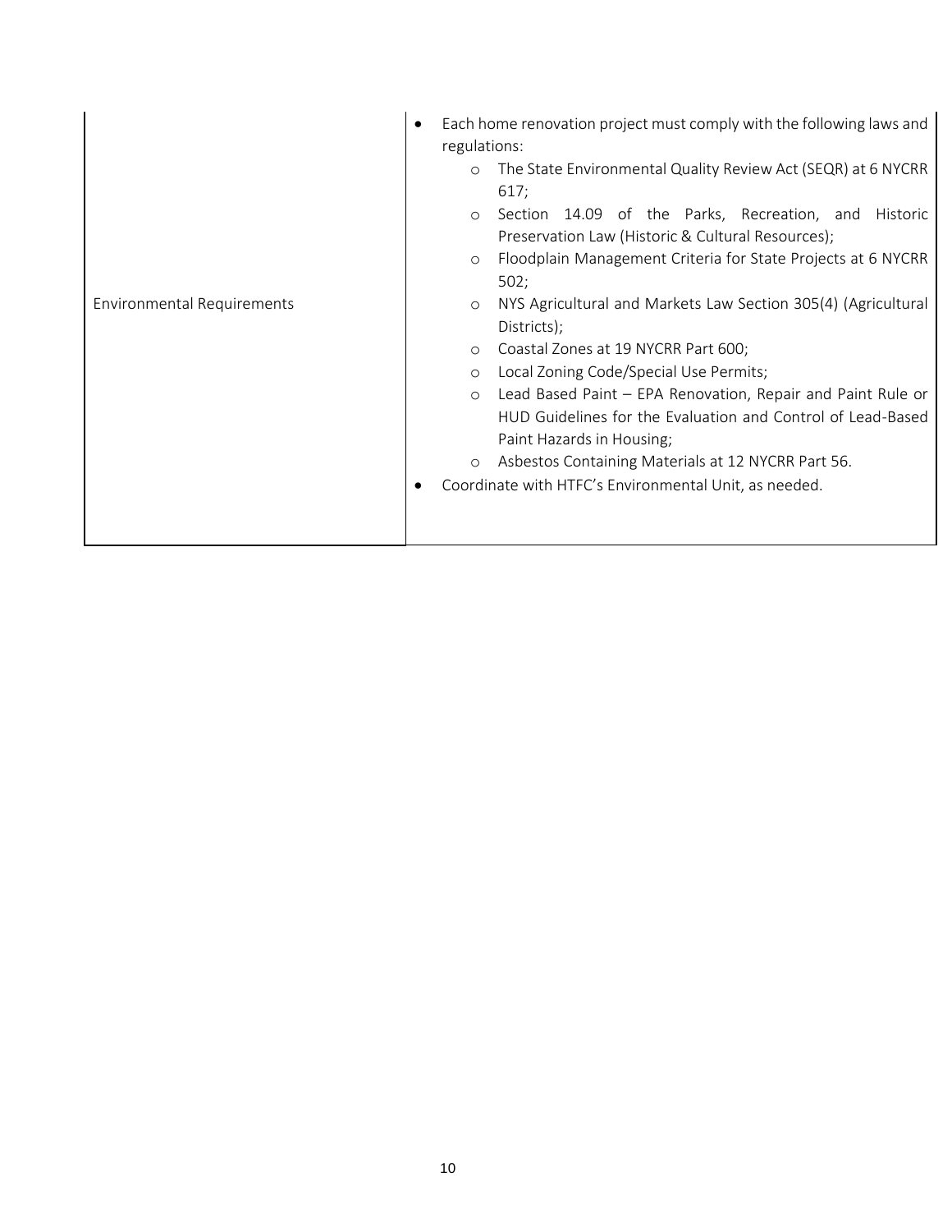| | |
|---|---|
| Environmental Requirements | • Each home renovation project must comply with the following laws and regulations:<br>o The State Environmental Quality Review Act (SEQR) at 6 NYCRR 617;<br>o Section 14.09 of the Parks, Recreation, and Historic Preservation Law (Historic & Cultural Resources);<br>o Floodplain Management Criteria for State Projects at 6 NYCRR 502;<br>o NYS Agricultural and Markets Law Section 305(4) (Agricultural Districts);<br>o Coastal Zones at 19 NYCRR Part 600;<br>o Local Zoning Code/Special Use Permits;<br>o Lead Based Paint – EPA Renovation, Repair and Paint Rule or HUD Guidelines for the Evaluation and Control of Lead-Based Paint Hazards in Housing;<br>o Asbestos Containing Materials at 12 NYCRR Part 56.<br>• Coordinate with HTFC's Environmental Unit, as needed. |